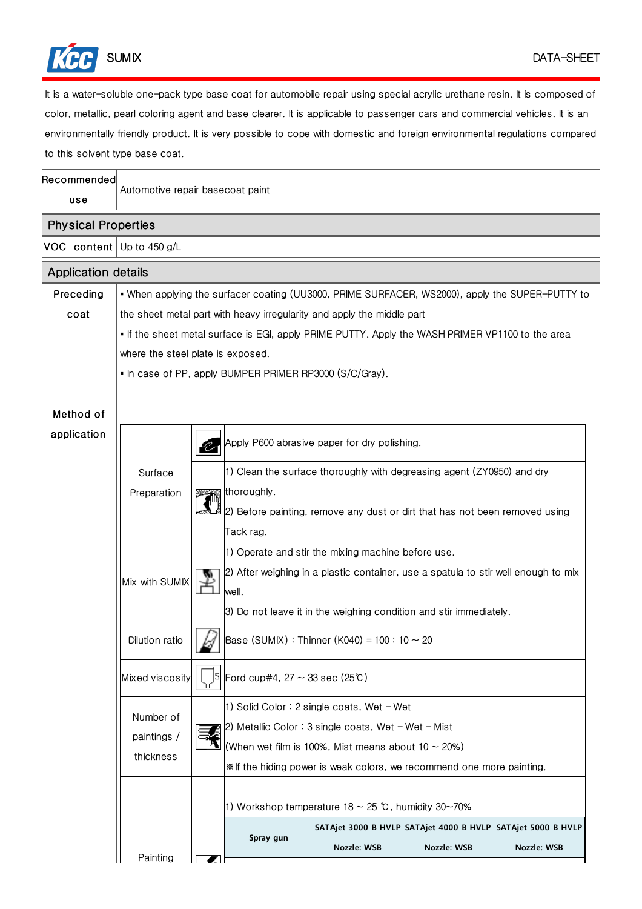SUMIX

DATA-SHEET

It is a water-soluble one-pack type base coat for automobile repair using special acrylic urethane resin. It is composed of color, metallic, pearl coloring agent and base clearer. It is applicable to passenger cars and commercial vehicles. It is an environmentally friendly product. It is very possible to cope with domestic and foreign environmental regulations compared to this solvent type base coat.

| Recommended use | Automotive repair basecoat paint |
|---|---|

## Physical Properties

| VOC content | Up to 450 g/L |
|---|---|

## Application details

**Preceding coat**

- When applying the surfacer coating (UU3000, PRIME SURFACER, WS2000), apply the SUPER-PUTTY to the sheet metal part with heavy irregularity and apply the middle part
- If the sheet metal surface is EGI, apply PRIME PUTTY. Apply the WASH PRIMER VP1100 to the area where the steel plate is exposed.
- In case of PP, apply BUMPER PRIMER RP3000 (S/C/Gray).

**Method of application**

| Step | Instructions |
|---|---|
| Surface Preparation | Apply P600 abrasive paper for dry polishing. |
| | 1) Clean the surface thoroughly with degreasing agent (ZY0950) and dry thoroughly.<br>2) Before painting, remove any dust or dirt that has not been removed using Tack rag. |
| Mix with SUMIX | 1) Operate and stir the mixing machine before use.<br>2) After weighing in a plastic container, use a spatula to stir well enough to mix well.<br>3) Do not leave it in the weighing condition and stir immediately. |
| Dilution ratio | Base (SUMIX) : Thinner (K040) = 100 : 10 ~ 20 |
| Mixed viscosity | Ford cup#4, 27 ~ 33 sec (25℃) |
| Number of paintings / thickness | 1) Solid Color : 2 single coats, Wet – Wet<br>2) Metallic Color : 3 single coats, Wet – Wet – Mist<br>(When wet film is 100%, Mist means about 10 ~ 20%)<br>※If the hiding power is weak colors, we recommend one more painting. |
| Painting | 1) Workshop temperature 18 ~ 25 ℃, humidity 30~70% |

| Spray gun | SATAjet 3000 B HVLP<br>Nozzle: WSB | SATAjet 4000 B HVLP<br>Nozzle: WSB | SATAjet 5000 B HVLP<br>Nozzle: WSB |
|---|---|---|---|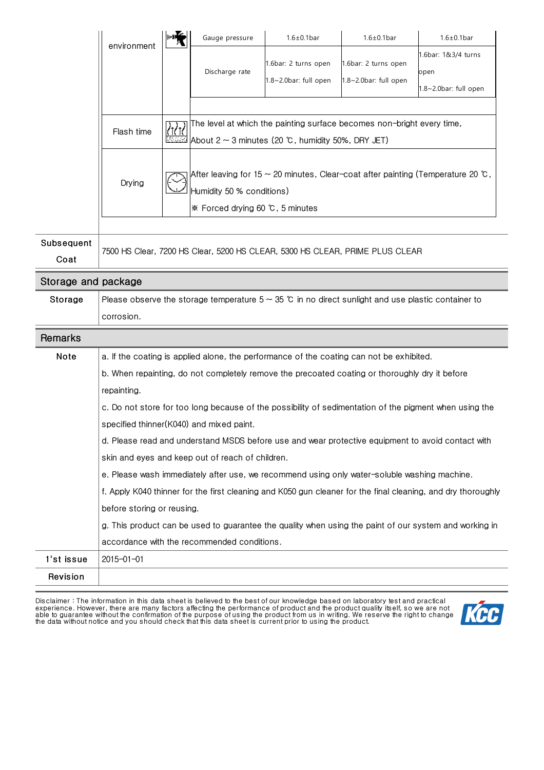| | | | | | |
|---|---|---|---|---|---|
| environment | Gauge pressure | 1.6±0.1bar | 1.6±0.1bar | 1.6±0.1bar | |
| | Discharge rate | 1.6bar: 2 turns open<br>1.8~2.0bar: full open | 1.6bar: 2 turns open<br>1.8~2.0bar: full open | 1.6bar: 1&3/4 turns open<br>1.8~2.0bar: full open | |
| Flash time | The level at which the painting surface becomes non-bright every time,<br>About 2 ~ 3 minutes (20 ℃, humidity 50%, DRY JET) | | | | |
| Drying | After leaving for 15 ~ 20 minutes, Clear-coat after painting (Temperature 20 ℃, Humidity 50 % conditions)<br>※ Forced drying 60 ℃, 5 minutes | | | | |

| | |
|---|---|
| Subsequent Coat | 7500 HS Clear, 7200 HS Clear, 5200 HS CLEAR, 5300 HS CLEAR, PRIME PLUS CLEAR |

## Storage and package

| | |
|---|---|
| Storage | Please observe the storage temperature 5 ~ 35 ℃ in no direct sunlight and use plastic container to corrosion. |

## Remarks

| | |
|---|---|
| Note | a. If the coating is applied alone, the performance of the coating can not be exhibited.<br>b. When repainting, do not completely remove the precoated coating or thoroughly dry it before repainting.<br>c. Do not store for too long because of the possibility of sedimentation of the pigment when using the specified thinner(K040) and mixed paint.<br>d. Please read and understand MSDS before use and wear protective equipment to avoid contact with skin and eyes and keep out of reach of children.<br>e. Please wash immediately after use, we recommend using only water-soluble washing machine.<br>f. Apply K040 thinner for the first cleaning and K050 gun cleaner for the final cleaning, and dry thoroughly before storing or reusing.<br>g. This product can be used to guarantee the quality when using the paint of our system and working in accordance with the recommended conditions. |
| 1'st issue | 2015-01-01 |
| Revision | |

Disclaimer : The information in this data sheet is believed to the best of our knowledge based on laboratory test and practical experience. However, there are many factors affecting the performance of product and the product quality itself, so we are not able to guarantee without the confirmation of the purpose of using the product from us in writing. We reserve the right to change the data without notice and you should check that this data sheet is current prior to using the product.

KCC